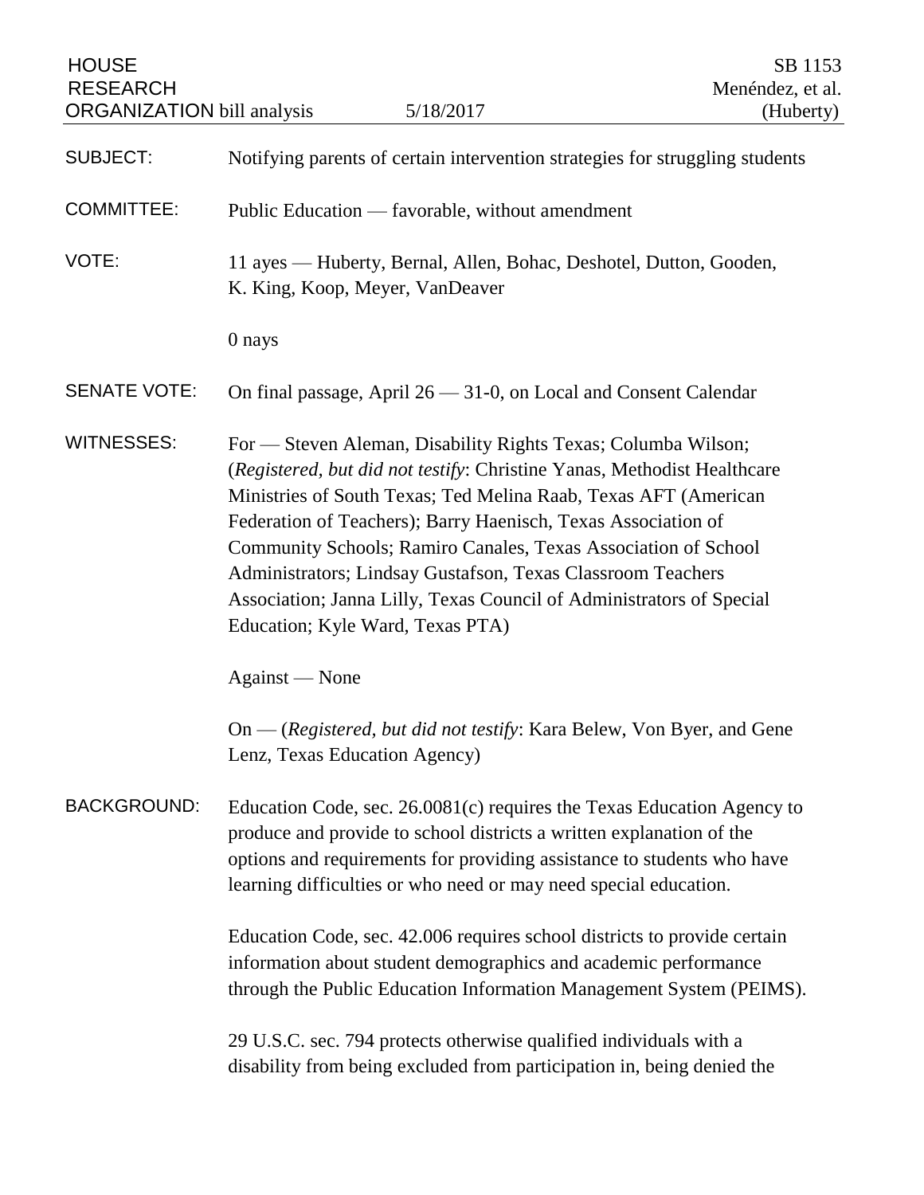HOUSE RESEARCH ORGANIZATION bill analysis — 5/18/2017 — SB 1153 Menéndez, et al. (Huberty)

**SUBJECT:** Notifying parents of certain intervention strategies for struggling students

**COMMITTEE:** Public Education — favorable, without amendment

**VOTE:** 11 ayes — Huberty, Bernal, Allen, Bohac, Deshotel, Dutton, Gooden, K. King, Koop, Meyer, VanDeaver

0 nays

**SENATE VOTE:** On final passage, April 26 — 31-0, on Local and Consent Calendar

**WITNESSES:** For — Steven Aleman, Disability Rights Texas; Columba Wilson; (*Registered, but did not testify*: Christine Yanas, Methodist Healthcare Ministries of South Texas; Ted Melina Raab, Texas AFT (American Federation of Teachers); Barry Haenisch, Texas Association of Community Schools; Ramiro Canales, Texas Association of School Administrators; Lindsay Gustafson, Texas Classroom Teachers Association; Janna Lilly, Texas Council of Administrators of Special Education; Kyle Ward, Texas PTA)

Against — None

On — (*Registered, but did not testify*: Kara Belew, Von Byer, and Gene Lenz, Texas Education Agency)

**BACKGROUND:** Education Code, sec. 26.0081(c) requires the Texas Education Agency to produce and provide to school districts a written explanation of the options and requirements for providing assistance to students who have learning difficulties or who need or may need special education.

Education Code, sec. 42.006 requires school districts to provide certain information about student demographics and academic performance through the Public Education Information Management System (PEIMS).

29 U.S.C. sec. 794 protects otherwise qualified individuals with a disability from being excluded from participation in, being denied the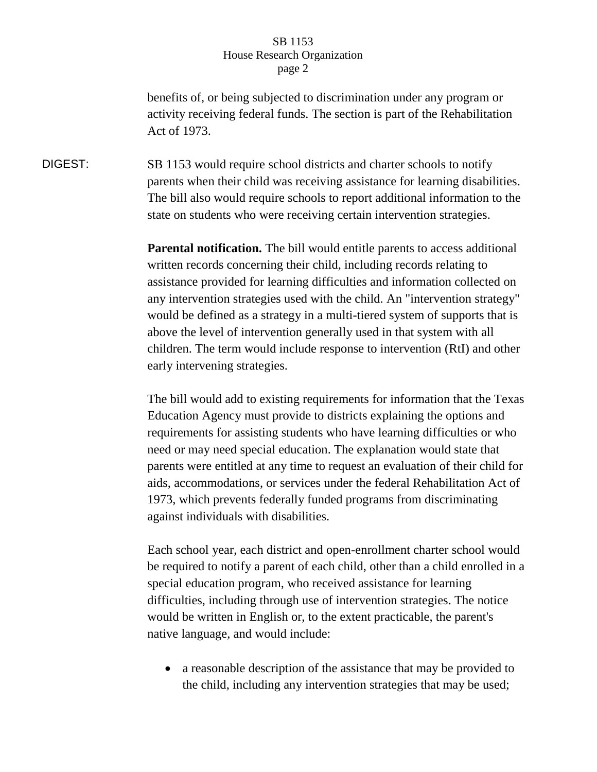benefits of, or being subjected to discrimination under any program or activity receiving federal funds. The section is part of the Rehabilitation Act of 1973.

DIGEST: SB 1153 would require school districts and charter schools to notify parents when their child was receiving assistance for learning disabilities. The bill also would require schools to report additional information to the state on students who were receiving certain intervention strategies.

**Parental notification.** The bill would entitle parents to access additional written records concerning their child, including records relating to assistance provided for learning difficulties and information collected on any intervention strategies used with the child. An "intervention strategy" would be defined as a strategy in a multi-tiered system of supports that is above the level of intervention generally used in that system with all children. The term would include response to intervention (RtI) and other early intervening strategies.

The bill would add to existing requirements for information that the Texas Education Agency must provide to districts explaining the options and requirements for assisting students who have learning difficulties or who need or may need special education. The explanation would state that parents were entitled at any time to request an evaluation of their child for aids, accommodations, or services under the federal Rehabilitation Act of 1973, which prevents federally funded programs from discriminating against individuals with disabilities.

Each school year, each district and open-enrollment charter school would be required to notify a parent of each child, other than a child enrolled in a special education program, who received assistance for learning difficulties, including through use of intervention strategies. The notice would be written in English or, to the extent practicable, the parent's native language, and would include:

- a reasonable description of the assistance that may be provided to the child, including any intervention strategies that may be used;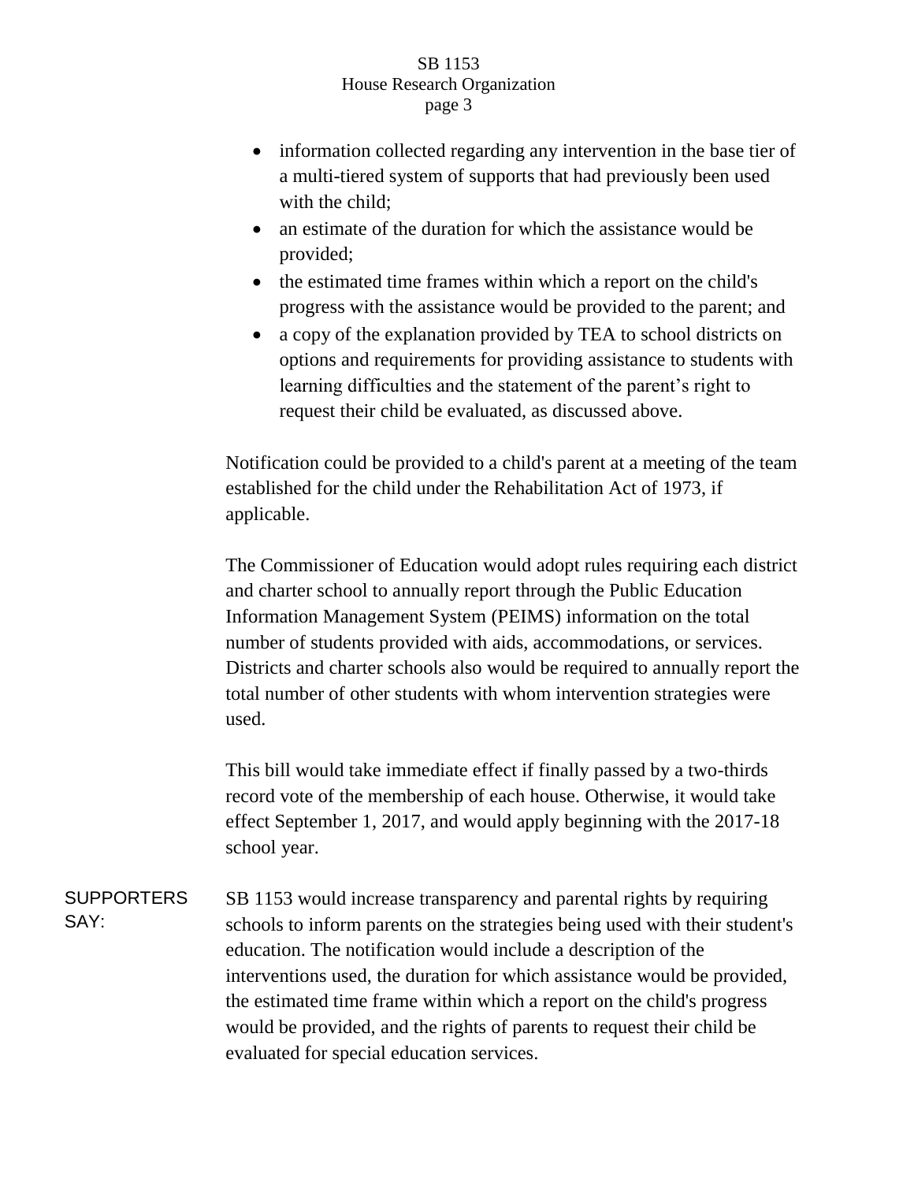- information collected regarding any intervention in the base tier of a multi-tiered system of supports that had previously been used with the child;
- an estimate of the duration for which the assistance would be provided;
- the estimated time frames within which a report on the child's progress with the assistance would be provided to the parent; and
- a copy of the explanation provided by TEA to school districts on options and requirements for providing assistance to students with learning difficulties and the statement of the parent's right to request their child be evaluated, as discussed above.

Notification could be provided to a child's parent at a meeting of the team established for the child under the Rehabilitation Act of 1973, if applicable.

The Commissioner of Education would adopt rules requiring each district and charter school to annually report through the Public Education Information Management System (PEIMS) information on the total number of students provided with aids, accommodations, or services. Districts and charter schools also would be required to annually report the total number of other students with whom intervention strategies were used.

This bill would take immediate effect if finally passed by a two-thirds record vote of the membership of each house. Otherwise, it would take effect September 1, 2017, and would apply beginning with the 2017-18 school year.

**SUPPORTERS SAY:** SB 1153 would increase transparency and parental rights by requiring schools to inform parents on the strategies being used with their student's education. The notification would include a description of the interventions used, the duration for which assistance would be provided, the estimated time frame within which a report on the child's progress would be provided, and the rights of parents to request their child be evaluated for special education services.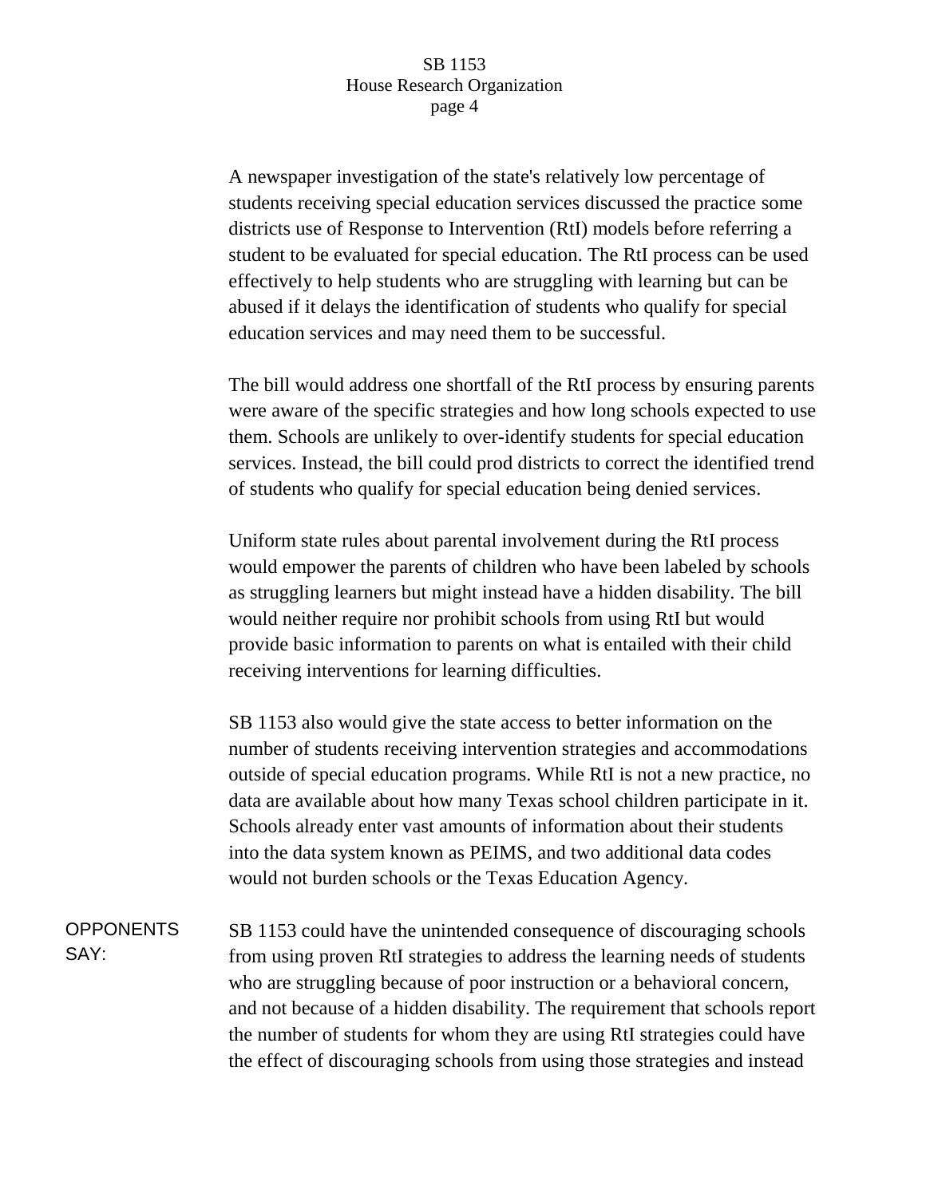A newspaper investigation of the state's relatively low percentage of students receiving special education services discussed the practice some districts use of Response to Intervention (RtI) models before referring a student to be evaluated for special education. The RtI process can be used effectively to help students who are struggling with learning but can be abused if it delays the identification of students who qualify for special education services and may need them to be successful.

The bill would address one shortfall of the RtI process by ensuring parents were aware of the specific strategies and how long schools expected to use them. Schools are unlikely to over-identify students for special education services. Instead, the bill could prod districts to correct the identified trend of students who qualify for special education being denied services.

Uniform state rules about parental involvement during the RtI process would empower the parents of children who have been labeled by schools as struggling learners but might instead have a hidden disability. The bill would neither require nor prohibit schools from using RtI but would provide basic information to parents on what is entailed with their child receiving interventions for learning difficulties.

SB 1153 also would give the state access to better information on the number of students receiving intervention strategies and accommodations outside of special education programs. While RtI is not a new practice, no data are available about how many Texas school children participate in it. Schools already enter vast amounts of information about their students into the data system known as PEIMS, and two additional data codes would not burden schools or the Texas Education Agency.

**OPPONENTS SAY:**

SB 1153 could have the unintended consequence of discouraging schools from using proven RtI strategies to address the learning needs of students who are struggling because of poor instruction or a behavioral concern, and not because of a hidden disability. The requirement that schools report the number of students for whom they are using RtI strategies could have the effect of discouraging schools from using those strategies and instead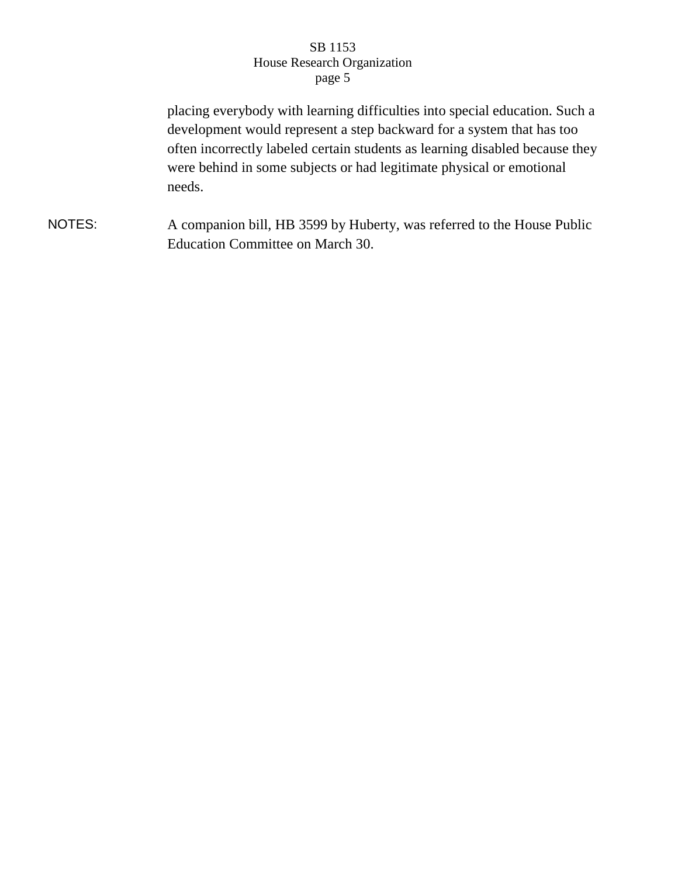placing everybody with learning difficulties into special education. Such a development would represent a step backward for a system that has too often incorrectly labeled certain students as learning disabled because they were behind in some subjects or had legitimate physical or emotional needs.

NOTES: A companion bill, HB 3599 by Huberty, was referred to the House Public Education Committee on March 30.